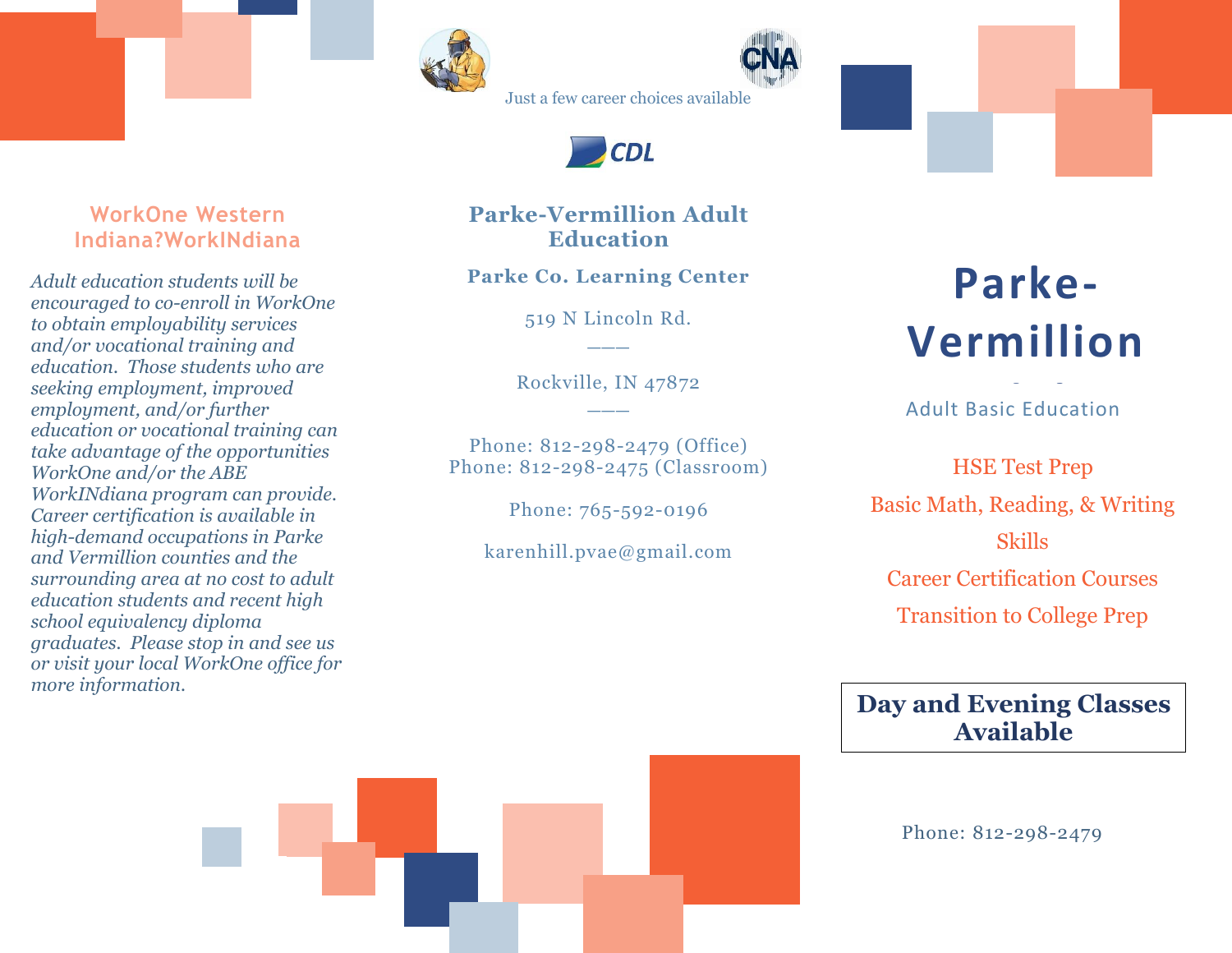## WorkOne Western Indiana?WorkINdiana

*Adult education students will be encouraged to co-enroll in WorkOne to obtain employability services and/or vocational training and education. Those students who are seeking employment, improved employment, and/or further education or vocational training can take advantage of the opportunities WorkOne and/or the ABE WorkINdiana program can provide. Career certification is available in high-demand occupations in Parke and Vermillion counties and the surrounding area at no cost to adult education students and recent high school equivalency diploma graduates. Please stop in and see us or visit your local WorkOne office for more information.*

Just a few career choices available

CNA

CDL

## Parke-Vermillion Adult Education

**Parke Co. Learning Center**

519 N Lincoln Rd.

———

Rockville, IN 47872

———

Phone: 812-298-2479 (Office)
Phone: 812-298-2475 (Classroom)

Phone: 765-592-0196

karenhill.pvae@gmail.com

# Parke-Vermillion

Adult Basic Education

HSE Test Prep

Basic Math, Reading, & Writing Skills

Career Certification Courses

Transition to College Prep

**Day and Evening Classes Available**

Phone: 812-298-2479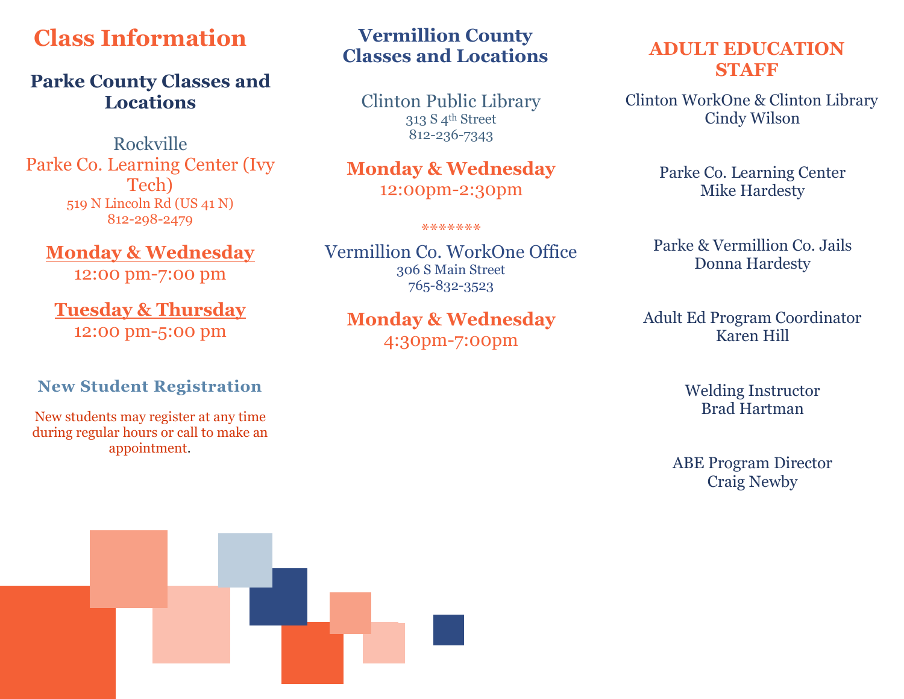# Class Information

## Parke County Classes and Locations

Rockville

Parke Co. Learning Center (Ivy Tech)
519 N Lincoln Rd (US 41 N)
812-298-2479

**Monday & Wednesday**
12:00 pm-7:00 pm

**Tuesday & Thursday**
12:00 pm-5:00 pm

### New Student Registration

New students may register at any time during regular hours or call to make an appointment.

## Vermillion County Classes and Locations

Clinton Public Library
313 S 4th Street
812-236-7343

**Monday & Wednesday**
12:00pm-2:30pm

*******

Vermillion Co. WorkOne Office
306 S Main Street
765-832-3523

**Monday & Wednesday**
4:30pm-7:00pm

## ADULT EDUCATION STAFF

Clinton WorkOne & Clinton Library
Cindy Wilson

Parke Co. Learning Center
Mike Hardesty

Parke & Vermillion Co. Jails
Donna Hardesty

Adult Ed Program Coordinator
Karen Hill

Welding Instructor
Brad Hartman

ABE Program Director
Craig Newby